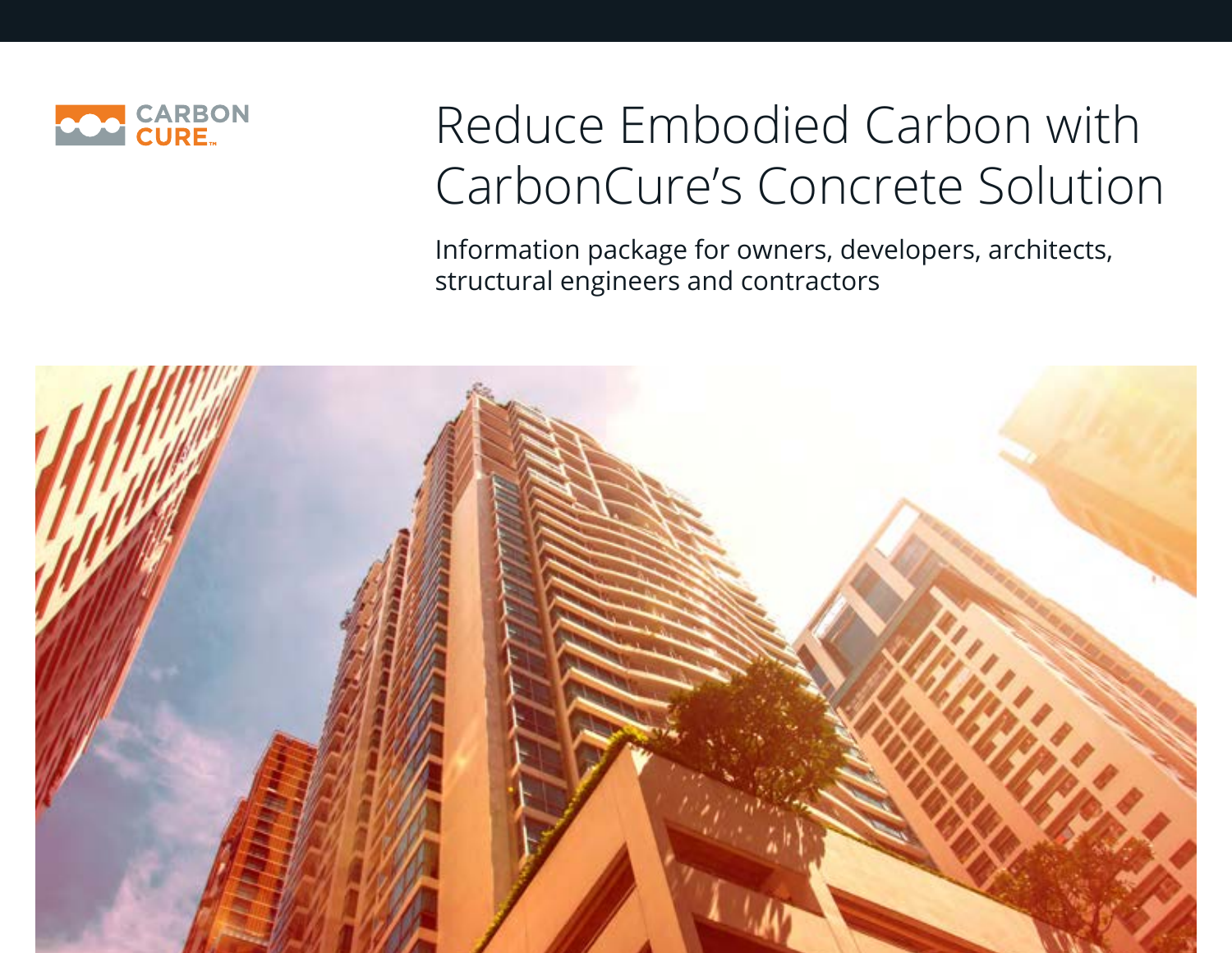CARBON CURE™

# Reduce Embodied Carbon with CarbonCure's Concrete Solution

Information package for owners, developers, architects, structural engineers and contractors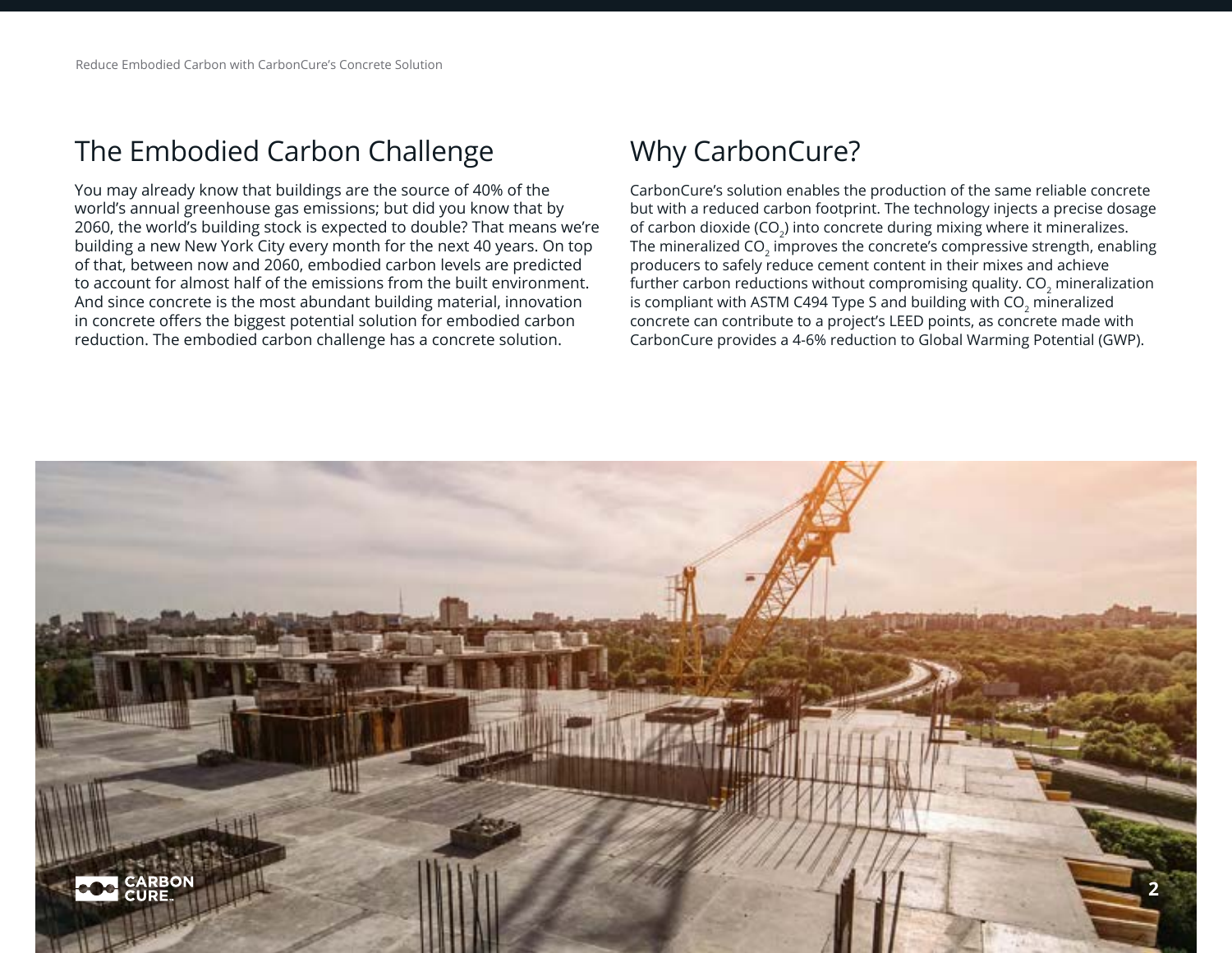## The Embodied Carbon Challenge

You may already know that buildings are the source of 40% of the world's annual greenhouse gas emissions; but did you know that by 2060, the world's building stock is expected to double? That means we're building a new New York City every month for the next 40 years. On top of that, between now and 2060, embodied carbon levels are predicted to account for almost half of the emissions from the built environment. And since concrete is the most abundant building material, innovation in concrete offers the biggest potential solution for embodied carbon reduction. The embodied carbon challenge has a concrete solution.

## Why CarbonCure?

CarbonCure's solution enables the production of the same reliable concrete but with a reduced carbon footprint. The technology injects a precise dosage of carbon dioxide ($CO_2$) into concrete during mixing where it mineralizes. The mineralized $CO_2$ improves the concrete's compressive strength, enabling producers to safely reduce cement content in their mixes and achieve further carbon reductions without compromising quality. $CO_2$ mineralization is compliant with ASTM C494 Type S and building with $CO_2$ mineralized concrete can contribute to a project's LEED points, as concrete made with CarbonCure provides a 4-6% reduction to Global Warming Potential (GWP).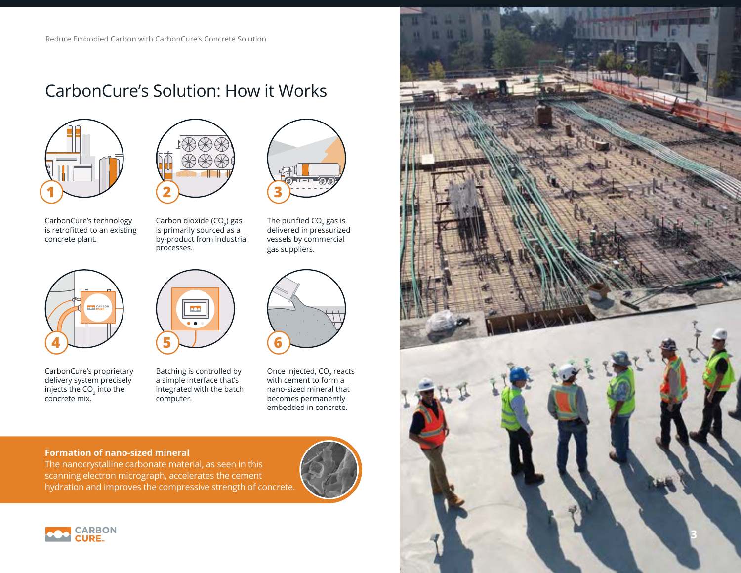# CarbonCure's Solution: How it Works

1. CarbonCure's technology is retrofitted to an existing concrete plant.
2. Carbon dioxide ($CO_2$) gas is primarily sourced as a by-product from industrial processes.
3. The purified $CO_2$ gas is delivered in pressurized vessels by commercial gas suppliers.
4. CarbonCure's proprietary delivery system precisely injects the $CO_2$ into the concrete mix.
5. Batching is controlled by a simple interface that's integrated with the batch computer.
6. Once injected, $CO_2$ reacts with cement to form a nano-sized mineral that becomes permanently embedded in concrete.

**Formation of nano-sized mineral**

The nanocrystalline carbonate material, as seen in this scanning electron micrograph, accelerates the cement hydration and improves the compressive strength of concrete.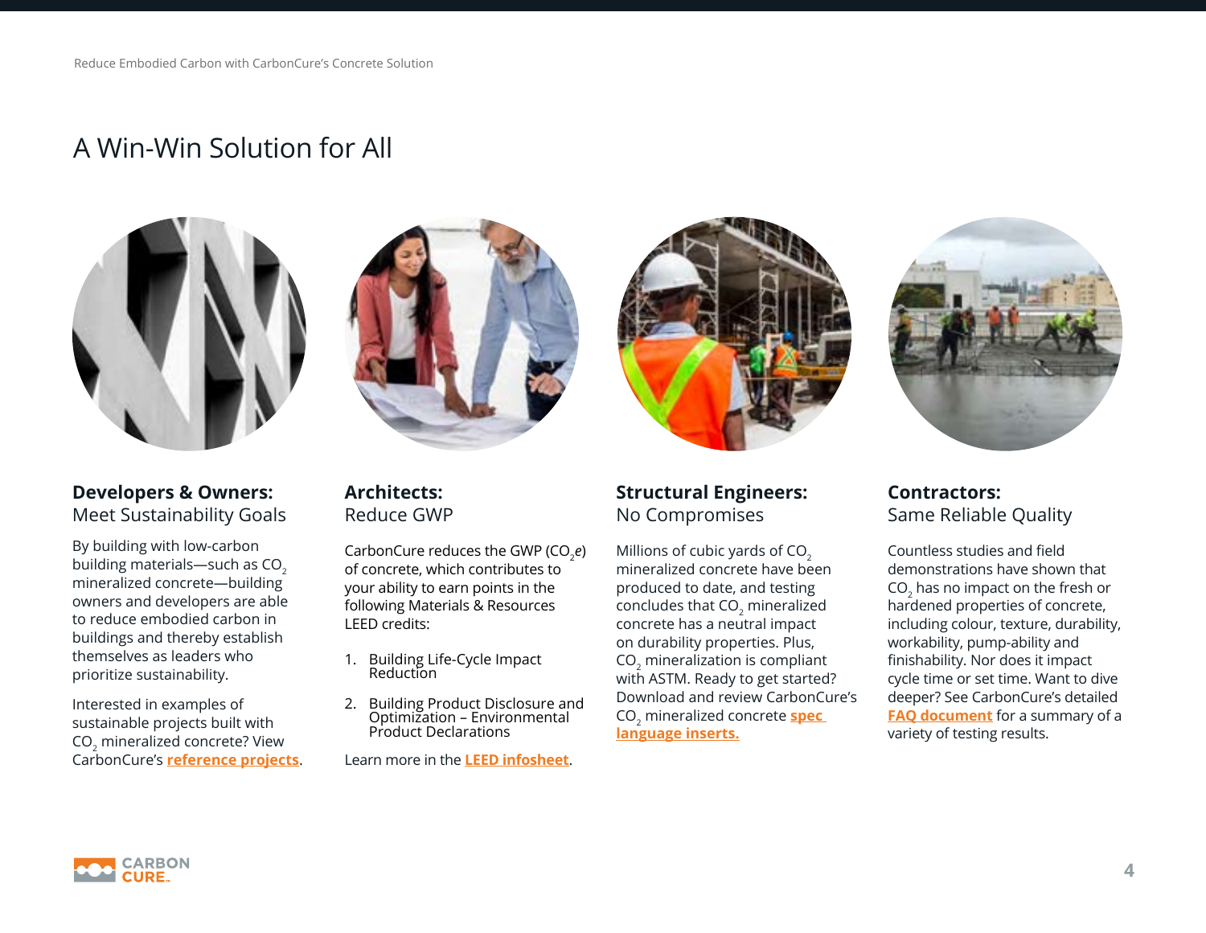# A Win-Win Solution for All

**Developers & Owners:**
Meet Sustainability Goals

By building with low-carbon building materials—such as $CO_2$ mineralized concrete—building owners and developers are able to reduce embodied carbon in buildings and thereby establish themselves as leaders who prioritize sustainability.

Interested in examples of sustainable projects built with $CO_2$ mineralized concrete? View CarbonCure's **reference projects**.

**Architects:**
Reduce GWP

CarbonCure reduces the GWP ($CO_2e$) of concrete, which contributes to your ability to earn points in the following Materials & Resources LEED credits:

1. Building Life-Cycle Impact Reduction
2. Building Product Disclosure and Optimization – Environmental Product Declarations

Learn more in the **LEED infosheet**.

**Structural Engineers:**
No Compromises

Millions of cubic yards of $CO_2$ mineralized concrete have been produced to date, and testing concludes that $CO_2$ mineralized concrete has a neutral impact on durability properties. Plus, $CO_2$ mineralization is compliant with ASTM. Ready to get started? Download and review CarbonCure's $CO_2$ mineralized concrete **spec language inserts.**

**Contractors:**
Same Reliable Quality

Countless studies and field demonstrations have shown that $CO_2$ has no impact on the fresh or hardened properties of concrete, including colour, texture, durability, workability, pump-ability and finishability. Nor does it impact cycle time or set time. Want to dive deeper? See CarbonCure's detailed **FAQ document** for a summary of a variety of testing results.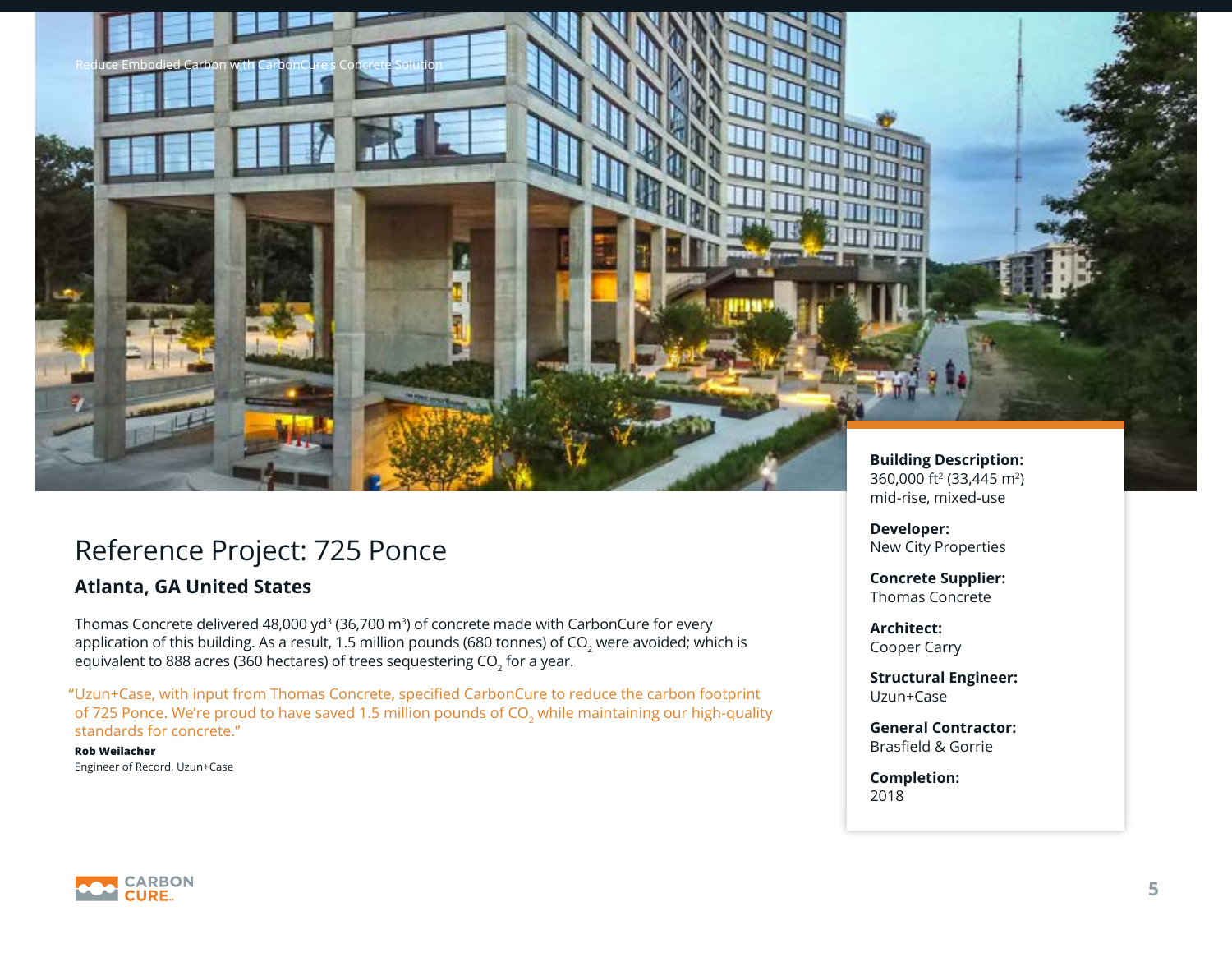# Reference Project: 725 Ponce

## Atlanta, GA United States

Thomas Concrete delivered 48,000 yd³ (36,700 m³) of concrete made with CarbonCure for every application of this building. As a result, 1.5 million pounds (680 tonnes) of $CO_2$ were avoided; which is equivalent to 888 acres (360 hectares) of trees sequestering $CO_2$ for a year.

"Uzun+Case, with input from Thomas Concrete, specified CarbonCure to reduce the carbon footprint of 725 Ponce. We're proud to have saved 1.5 million pounds of $CO_2$ while maintaining our high-quality standards for concrete."

**Rob Weilacher**
Engineer of Record, Uzun+Case

**Building Description:**
360,000 ft² (33,445 m²) mid-rise, mixed-use

**Developer:**
New City Properties

**Concrete Supplier:**
Thomas Concrete

**Architect:**
Cooper Carry

**Structural Engineer:**
Uzun+Case

**General Contractor:**
Brasfield & Gorrie

**Completion:**
2018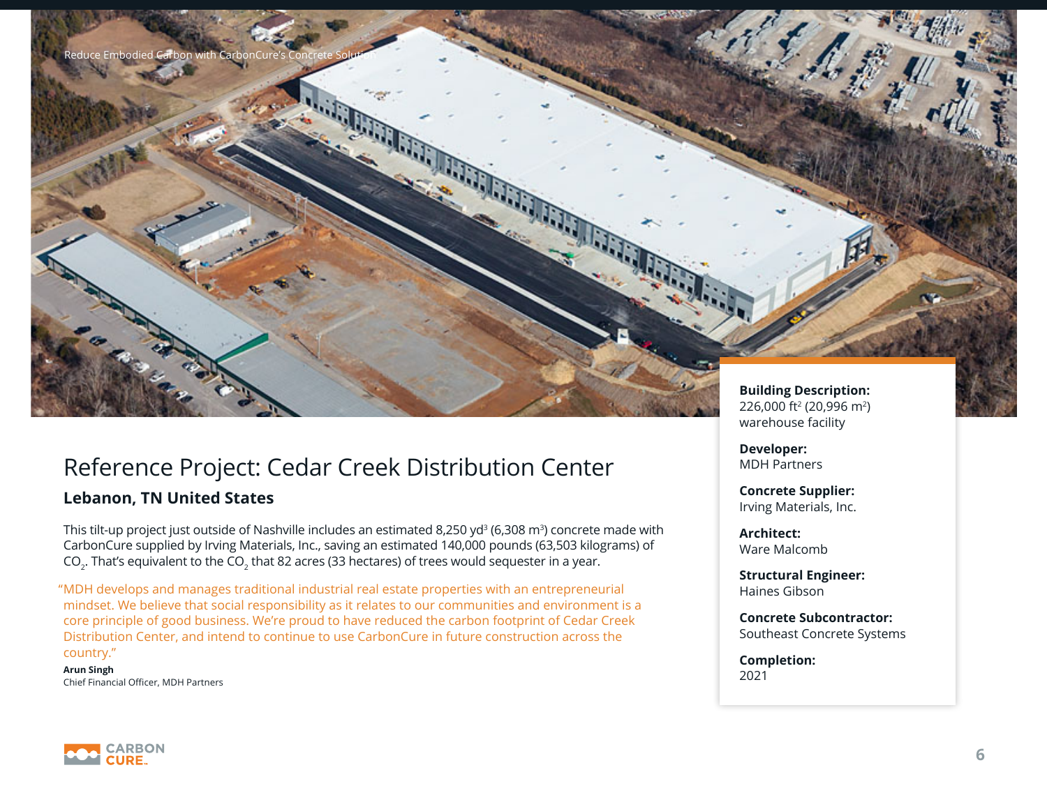Reduce Embodied Carbon with CarbonCure's Concrete Solutions

# Reference Project: Cedar Creek Distribution Center

## Lebanon, TN United States

This tilt-up project just outside of Nashville includes an estimated 8,250 $yd^3$ (6,308 $m^3$) concrete made with CarbonCure supplied by Irving Materials, Inc., saving an estimated 140,000 pounds (63,503 kilograms) of $CO_2$. That's equivalent to the $CO_2$ that 82 acres (33 hectares) of trees would sequester in a year.

"MDH develops and manages traditional industrial real estate properties with an entrepreneurial mindset. We believe that social responsibility as it relates to our communities and environment is a core principle of good business. We're proud to have reduced the carbon footprint of Cedar Creek Distribution Center, and intend to continue to use CarbonCure in future construction across the country."

**Arun Singh**
Chief Financial Officer, MDH Partners

**Building Description:**
226,000 $ft^2$ (20,996 $m^2$) warehouse facility

**Developer:**
MDH Partners

**Concrete Supplier:**
Irving Materials, Inc.

**Architect:**
Ware Malcomb

**Structural Engineer:**
Haines Gibson

**Concrete Subcontractor:**
Southeast Concrete Systems

**Completion:**
2021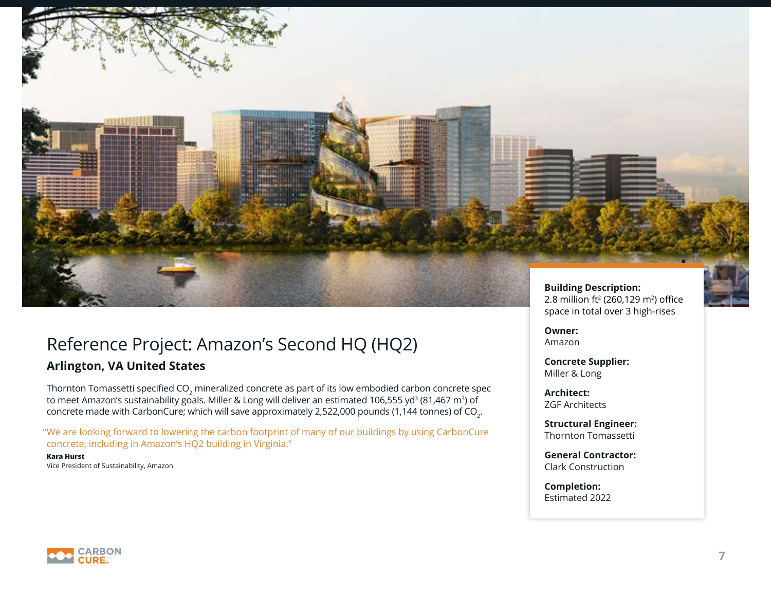# Reference Project: Amazon's Second HQ (HQ2)

## Arlington, VA United States

Thornton Tomassetti specified $CO_2$ mineralized concrete as part of its low embodied carbon concrete spec to meet Amazon's sustainability goals. Miller & Long will deliver an estimated 106,555 $yd^3$ (81,467 $m^3$) of concrete made with CarbonCure; which will save approximately 2,522,000 pounds (1,144 tonnes) of $CO_2$.

"We are looking forward to lowering the carbon footprint of many of our buildings by using CarbonCure concrete, including in Amazon's HQ2 building in Virginia."

**Kara Hurst**
Vice President of Sustainability, Amazon

**Building Description:**
2.8 million $ft^2$ (260,129 $m^2$) office space in total over 3 high-rises

**Owner:**
Amazon

**Concrete Supplier:**
Miller & Long

**Architect:**
ZGF Architects

**Structural Engineer:**
Thornton Tomassetti

**General Contractor:**
Clark Construction

**Completion:**
Estimated 2022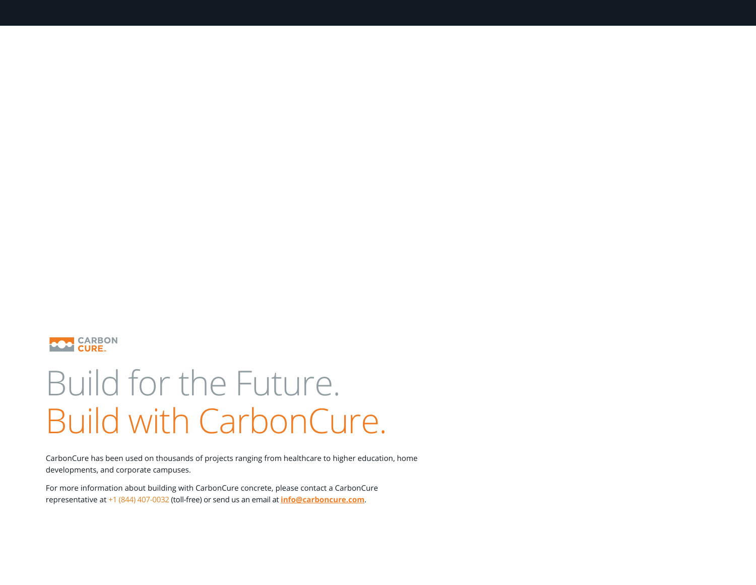CARBON CURE

# Build for the Future. Build with CarbonCure.

CarbonCure has been used on thousands of projects ranging from healthcare to higher education, home developments, and corporate campuses.

For more information about building with CarbonCure concrete, please contact a CarbonCure representative at +1 (844) 407-0032 (toll-free) or send us an email at **info@carboncure.com**.